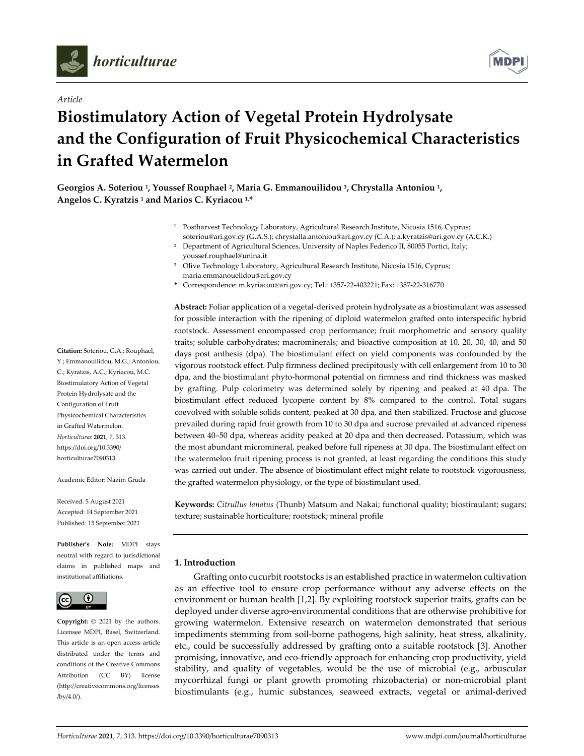*Article*

# Biostimulatory Action of Vegetal Protein Hydrolysate and the Configuration of Fruit Physicochemical Characteristics in Grafted Watermelon

**Georgios A. Soteriou [1], Youssef Rouphael [2], Maria G. Emmanouilidou [3], Chrystalla Antoniou [1], Angelos C. Kyratzis [1] and Marios C. Kyriacou [1,*]**

[1] Postharvest Technology Laboratory, Agricultural Research Institute, Nicosia 1516, Cyprus; soteriou@ari.gov.cy (G.A.S.); chrystalla.antoniou@ari.gov.cy (C.A.); a.kyratzis@ari.gov.cy (A.C.K.)

[2] Department of Agricultural Sciences, University of Naples Federico II, 80055 Portici, Italy; youssef.rouphael@unina.it

[3] Olive Technology Laboratory, Agricultural Research Institute, Nicosia 1516, Cyprus; maria.emmanouelidou@ari.gov.cy

\* Correspondence: m.kyriacou@ari.gov.cy; Tel.: +357-22-403221; Fax: +357-22-316770

**Abstract:** Foliar application of a vegetal-derived protein hydrolysate as a biostimulant was assessed for possible interaction with the ripening of diploid watermelon grafted onto interspecific hybrid rootstock. Assessment encompassed crop performance; fruit morphometric and sensory quality traits; soluble carbohydrates; macrominerals; and bioactive composition at 10, 20, 30, 40, and 50 days post anthesis (dpa). The biostimulant effect on yield components was confounded by the vigorous rootstock effect. Pulp firmness declined precipitously with cell enlargement from 10 to 30 dpa, and the biostimulant phyto-hormonal potential on firmness and rind thickness was masked by grafting. Pulp colorimetry was determined solely by ripening and peaked at 40 dpa. The biostimulant effect reduced lycopene content by 8% compared to the control. Total sugars coevolved with soluble solids content, peaked at 30 dpa, and then stabilized. Fructose and glucose prevailed during rapid fruit growth from 10 to 30 dpa and sucrose prevailed at advanced ripeness between 40–50 dpa, whereas acidity peaked at 20 dpa and then decreased. Potassium, which was the most abundant micromineral, peaked before full ripeness at 30 dpa. The biostimulant effect on the watermelon fruit ripening process is not granted, at least regarding the conditions this study was carried out under. The absence of biostimulant effect might relate to rootstock vigorousness, the grafted watermelon physiology, or the type of biostimulant used.

**Keywords:** *Citrullus lanatus* (Thunb) Matsum and Nakai; functional quality; biostimulant; sugars; texture; sustainable horticulture; rootstock; mineral profile

**Citation:** Soteriou, G.A.; Rouphael, Y.; Emmanouilidou, M.G.; Antoniou, C.; Kyratzis, A.C.; Kyriacou, M.C. Biostimulatory Action of Vegetal Protein Hydrolysate and the Configuration of Fruit Physicochemical Characteristics in Grafted Watermelon. *Horticulturae* **2021**, *7*, 313. https://doi.org/10.3390/horticulturae7090313

Academic Editor: Nazim Gruda

Received: 5 August 2021
Accepted: 14 September 2021
Published: 15 September 2021

**Publisher's Note:** MDPI stays neutral with regard to jurisdictional claims in published maps and institutional affiliations.

**Copyright:** © 2021 by the authors. Licensee MDPI, Basel, Switzerland. This article is an open access article distributed under the terms and conditions of the Creative Commons Attribution (CC BY) license (http://creativecommons.org/licenses/by/4.0/).

## 1. Introduction

Grafting onto cucurbit rootstocks is an established practice in watermelon cultivation as an effective tool to ensure crop performance without any adverse effects on the environment or human health [1,2]. By exploiting rootstock superior traits, grafts can be deployed under diverse agro-environmental conditions that are otherwise prohibitive for growing watermelon. Extensive research on watermelon demonstrated that serious impediments stemming from soil-borne pathogens, high salinity, heat stress, alkalinity, etc., could be successfully addressed by grafting onto a suitable rootstock [3]. Another promising, innovative, and eco-friendly approach for enhancing crop productivity, yield stability, and quality of vegetables, would be the use of microbial (e.g., arbuscular mycorrhizal fungi or plant growth promoting rhizobacteria) or non-microbial plant biostimulants (e.g., humic substances, seaweed extracts, vegetal or animal-derived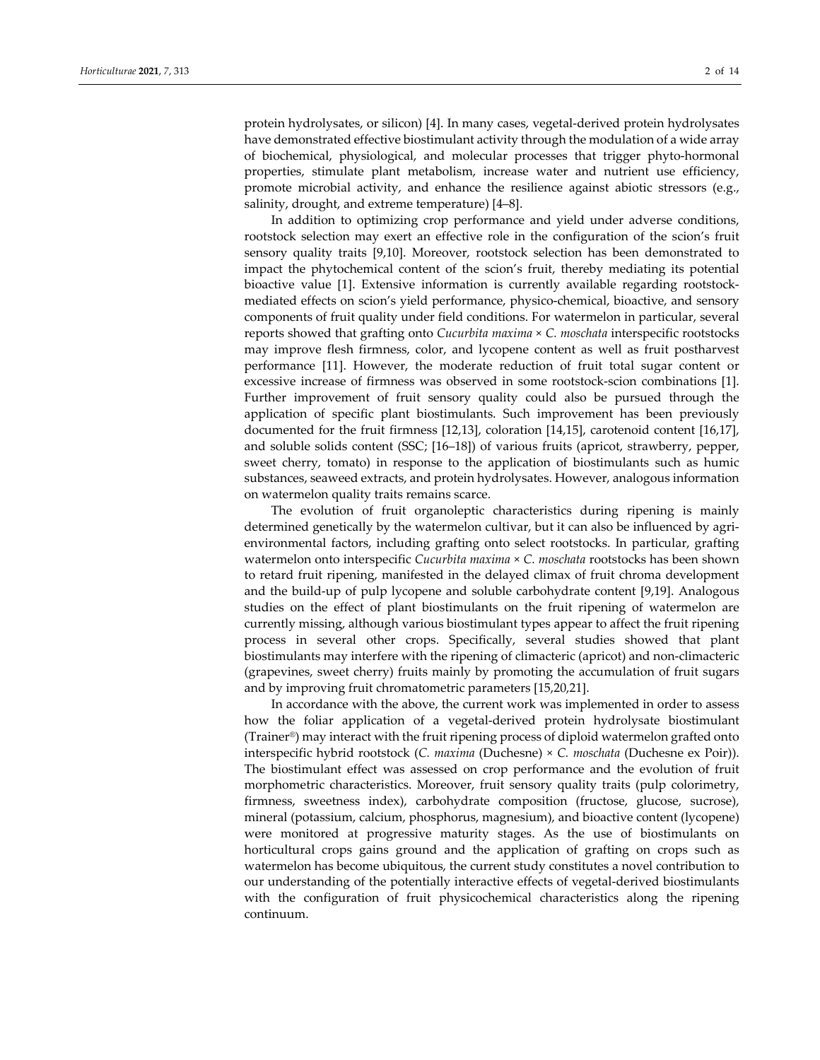protein hydrolysates, or silicon) [4]. In many cases, vegetal-derived protein hydrolysates have demonstrated effective biostimulant activity through the modulation of a wide array of biochemical, physiological, and molecular processes that trigger phyto-hormonal properties, stimulate plant metabolism, increase water and nutrient use efficiency, promote microbial activity, and enhance the resilience against abiotic stressors (e.g., salinity, drought, and extreme temperature) [4–8].

In addition to optimizing crop performance and yield under adverse conditions, rootstock selection may exert an effective role in the configuration of the scion's fruit sensory quality traits [9,10]. Moreover, rootstock selection has been demonstrated to impact the phytochemical content of the scion's fruit, thereby mediating its potential bioactive value [1]. Extensive information is currently available regarding rootstock-mediated effects on scion's yield performance, physico-chemical, bioactive, and sensory components of fruit quality under field conditions. For watermelon in particular, several reports showed that grafting onto *Cucurbita maxima* × *C. moschata* interspecific rootstocks may improve flesh firmness, color, and lycopene content as well as fruit postharvest performance [11]. However, the moderate reduction of fruit total sugar content or excessive increase of firmness was observed in some rootstock-scion combinations [1]. Further improvement of fruit sensory quality could also be pursued through the application of specific plant biostimulants. Such improvement has been previously documented for the fruit firmness [12,13], coloration [14,15], carotenoid content [16,17], and soluble solids content (SSC; [16–18]) of various fruits (apricot, strawberry, pepper, sweet cherry, tomato) in response to the application of biostimulants such as humic substances, seaweed extracts, and protein hydrolysates. However, analogous information on watermelon quality traits remains scarce.

The evolution of fruit organoleptic characteristics during ripening is mainly determined genetically by the watermelon cultivar, but it can also be influenced by agri-environmental factors, including grafting onto select rootstocks. In particular, grafting watermelon onto interspecific *Cucurbita maxima* × *C. moschata* rootstocks has been shown to retard fruit ripening, manifested in the delayed climax of fruit chroma development and the build-up of pulp lycopene and soluble carbohydrate content [9,19]. Analogous studies on the effect of plant biostimulants on the fruit ripening of watermelon are currently missing, although various biostimulant types appear to affect the fruit ripening process in several other crops. Specifically, several studies showed that plant biostimulants may interfere with the ripening of climacteric (apricot) and non-climacteric (grapevines, sweet cherry) fruits mainly by promoting the accumulation of fruit sugars and by improving fruit chromatometric parameters [15,20,21].

In accordance with the above, the current work was implemented in order to assess how the foliar application of a vegetal-derived protein hydrolysate biostimulant (Trainer®) may interact with the fruit ripening process of diploid watermelon grafted onto interspecific hybrid rootstock (*C. maxima* (Duchesne) × *C. moschata* (Duchesne ex Poir)). The biostimulant effect was assessed on crop performance and the evolution of fruit morphometric characteristics. Moreover, fruit sensory quality traits (pulp colorimetry, firmness, sweetness index), carbohydrate composition (fructose, glucose, sucrose), mineral (potassium, calcium, phosphorus, magnesium), and bioactive content (lycopene) were monitored at progressive maturity stages. As the use of biostimulants on horticultural crops gains ground and the application of grafting on crops such as watermelon has become ubiquitous, the current study constitutes a novel contribution to our understanding of the potentially interactive effects of vegetal-derived biostimulants with the configuration of fruit physicochemical characteristics along the ripening continuum.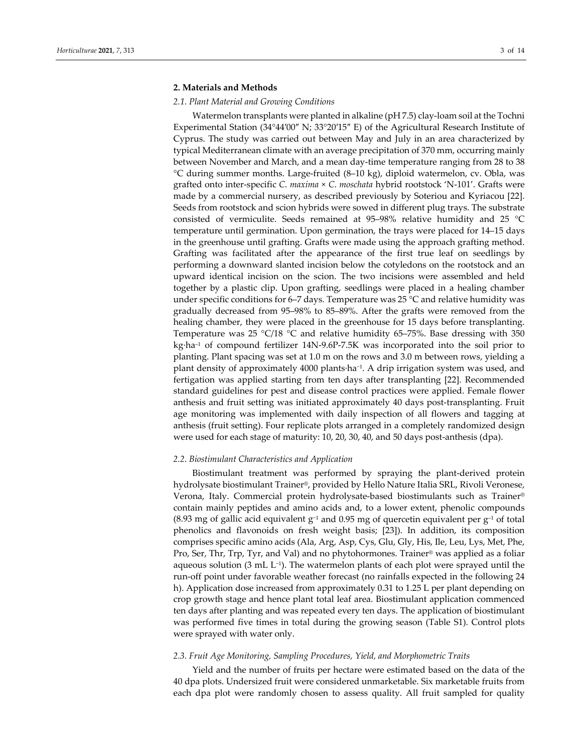## 2. Materials and Methods

### 2.1. Plant Material and Growing Conditions

Watermelon transplants were planted in alkaline (pH 7.5) clay-loam soil at the Tochni Experimental Station (34°44′00″ N; 33°20′15″ E) of the Agricultural Research Institute of Cyprus. The study was carried out between May and July in an area characterized by typical Mediterranean climate with an average precipitation of 370 mm, occurring mainly between November and March, and a mean day-time temperature ranging from 28 to 38 °C during summer months. Large-fruited (8–10 kg), diploid watermelon, cv. Obla, was grafted onto inter-specific *C. maxima* × *C. moschata* hybrid rootstock 'N-101'. Grafts were made by a commercial nursery, as described previously by Soteriou and Kyriacou [22]. Seeds from rootstock and scion hybrids were sowed in different plug trays. The substrate consisted of vermiculite. Seeds remained at 95–98% relative humidity and 25 °C temperature until germination. Upon germination, the trays were placed for 14–15 days in the greenhouse until grafting. Grafts were made using the approach grafting method. Grafting was facilitated after the appearance of the first true leaf on seedlings by performing a downward slanted incision below the cotyledons on the rootstock and an upward identical incision on the scion. The two incisions were assembled and held together by a plastic clip. Upon grafting, seedlings were placed in a healing chamber under specific conditions for 6–7 days. Temperature was 25 °C and relative humidity was gradually decreased from 95–98% to 85–89%. After the grafts were removed from the healing chamber, they were placed in the greenhouse for 15 days before transplanting. Temperature was 25 °C/18 °C and relative humidity 65–75%. Base dressing with 350 kg·ha$^{-1}$ of compound fertilizer 14N-9.6P-7.5K was incorporated into the soil prior to planting. Plant spacing was set at 1.0 m on the rows and 3.0 m between rows, yielding a plant density of approximately 4000 plants·ha$^{-1}$. A drip irrigation system was used, and fertigation was applied starting from ten days after transplanting [22]. Recommended standard guidelines for pest and disease control practices were applied. Female flower anthesis and fruit setting was initiated approximately 40 days post-transplanting. Fruit age monitoring was implemented with daily inspection of all flowers and tagging at anthesis (fruit setting). Four replicate plots arranged in a completely randomized design were used for each stage of maturity: 10, 20, 30, 40, and 50 days post-anthesis (dpa).

### 2.2. Biostimulant Characteristics and Application

Biostimulant treatment was performed by spraying the plant-derived protein hydrolysate biostimulant Trainer®, provided by Hello Nature Italia SRL, Rivoli Veronese, Verona, Italy. Commercial protein hydrolysate-based biostimulants such as Trainer® contain mainly peptides and amino acids and, to a lower extent, phenolic compounds (8.93 mg of gallic acid equivalent g$^{-1}$ and 0.95 mg of quercetin equivalent per g$^{-1}$ of total phenolics and flavonoids on fresh weight basis; [23]). In addition, its composition comprises specific amino acids (Ala, Arg, Asp, Cys, Glu, Gly, His, Ile, Leu, Lys, Met, Phe, Pro, Ser, Thr, Trp, Tyr, and Val) and no phytohormones. Trainer® was applied as a foliar aqueous solution (3 mL L$^{-1}$). The watermelon plants of each plot were sprayed until the run-off point under favorable weather forecast (no rainfalls expected in the following 24 h). Application dose increased from approximately 0.31 to 1.25 L per plant depending on crop growth stage and hence plant total leaf area. Biostimulant application commenced ten days after planting and was repeated every ten days. The application of biostimulant was performed five times in total during the growing season (Table S1). Control plots were sprayed with water only.

### 2.3. Fruit Age Monitoring, Sampling Procedures, Yield, and Morphometric Traits

Yield and the number of fruits per hectare were estimated based on the data of the 40 dpa plots. Undersized fruit were considered unmarketable. Six marketable fruits from each dpa plot were randomly chosen to assess quality. All fruit sampled for quality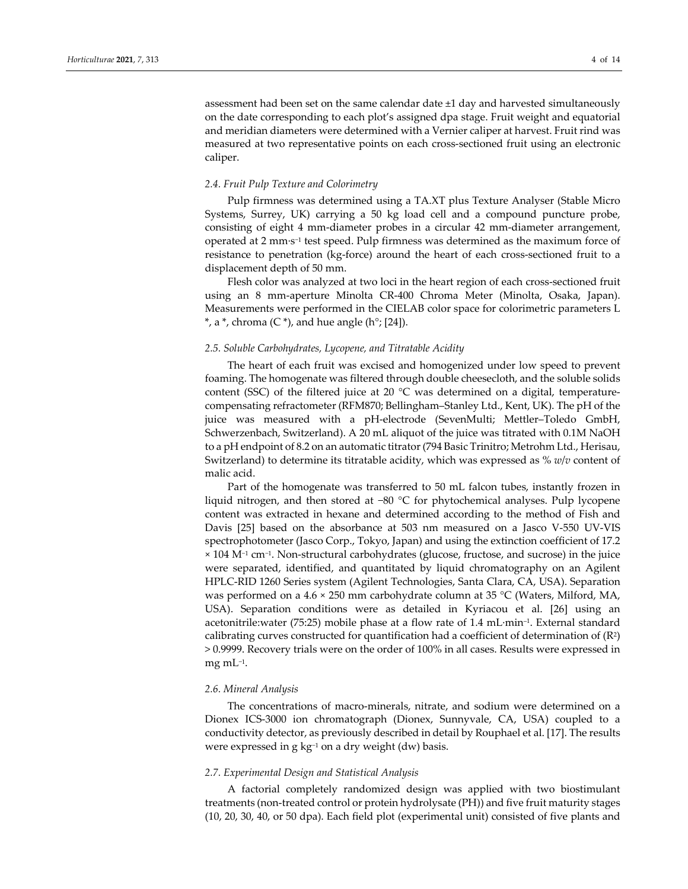assessment had been set on the same calendar date ±1 day and harvested simultaneously on the date corresponding to each plot's assigned dpa stage. Fruit weight and equatorial and meridian diameters were determined with a Vernier caliper at harvest. Fruit rind was measured at two representative points on each cross-sectioned fruit using an electronic caliper.

### *2.4. Fruit Pulp Texture and Colorimetry*

Pulp firmness was determined using a TA.XT plus Texture Analyser (Stable Micro Systems, Surrey, UK) carrying a 50 kg load cell and a compound puncture probe, consisting of eight 4 mm-diameter probes in a circular 42 mm-diameter arrangement, operated at 2 mm·s$^{-1}$ test speed. Pulp firmness was determined as the maximum force of resistance to penetration (kg-force) around the heart of each cross-sectioned fruit to a displacement depth of 50 mm.

Flesh color was analyzed at two loci in the heart region of each cross-sectioned fruit using an 8 mm-aperture Minolta CR-400 Chroma Meter (Minolta, Osaka, Japan). Measurements were performed in the CIELAB color space for colorimetric parameters L *, a *, chroma (C *), and hue angle (h°; [24]).

### *2.5. Soluble Carbohydrates, Lycopene, and Titratable Acidity*

The heart of each fruit was excised and homogenized under low speed to prevent foaming. The homogenate was filtered through double cheesecloth, and the soluble solids content (SSC) of the filtered juice at 20 °C was determined on a digital, temperature-compensating refractometer (RFM870; Bellingham–Stanley Ltd., Kent, UK). The pH of the juice was measured with a pH-electrode (SevenMulti; Mettler–Toledo GmbH, Schwerzenbach, Switzerland). A 20 mL aliquot of the juice was titrated with 0.1M NaOH to a pH endpoint of 8.2 on an automatic titrator (794 Basic Trinitro; Metrohm Ltd., Herisau, Switzerland) to determine its titratable acidity, which was expressed as % *w*/*v* content of malic acid.

Part of the homogenate was transferred to 50 mL falcon tubes, instantly frozen in liquid nitrogen, and then stored at −80 °C for phytochemical analyses. Pulp lycopene content was extracted in hexane and determined according to the method of Fish and Davis [25] based on the absorbance at 503 nm measured on a Jasco V-550 UV-VIS spectrophotometer (Jasco Corp., Tokyo, Japan) and using the extinction coefficient of 17.2 × 104 M$^{-1}$ cm$^{-1}$. Non-structural carbohydrates (glucose, fructose, and sucrose) in the juice were separated, identified, and quantitated by liquid chromatography on an Agilent HPLC-RID 1260 Series system (Agilent Technologies, Santa Clara, CA, USA). Separation was performed on a 4.6 × 250 mm carbohydrate column at 35 °C (Waters, Milford, MA, USA). Separation conditions were as detailed in Kyriacou et al. [26] using an acetonitrile:water (75:25) mobile phase at a flow rate of 1.4 mL·min$^{-1}$. External standard calibrating curves constructed for quantification had a coefficient of determination of ($R^2$) > 0.9999. Recovery trials were on the order of 100% in all cases. Results were expressed in mg mL$^{-1}$.

### *2.6. Mineral Analysis*

The concentrations of macro-minerals, nitrate, and sodium were determined on a Dionex ICS-3000 ion chromatograph (Dionex, Sunnyvale, CA, USA) coupled to a conductivity detector, as previously described in detail by Rouphael et al. [17]. The results were expressed in g kg$^{-1}$ on a dry weight (dw) basis.

### *2.7. Experimental Design and Statistical Analysis*

A factorial completely randomized design was applied with two biostimulant treatments (non-treated control or protein hydrolysate (PH)) and five fruit maturity stages (10, 20, 30, 40, or 50 dpa). Each field plot (experimental unit) consisted of five plants and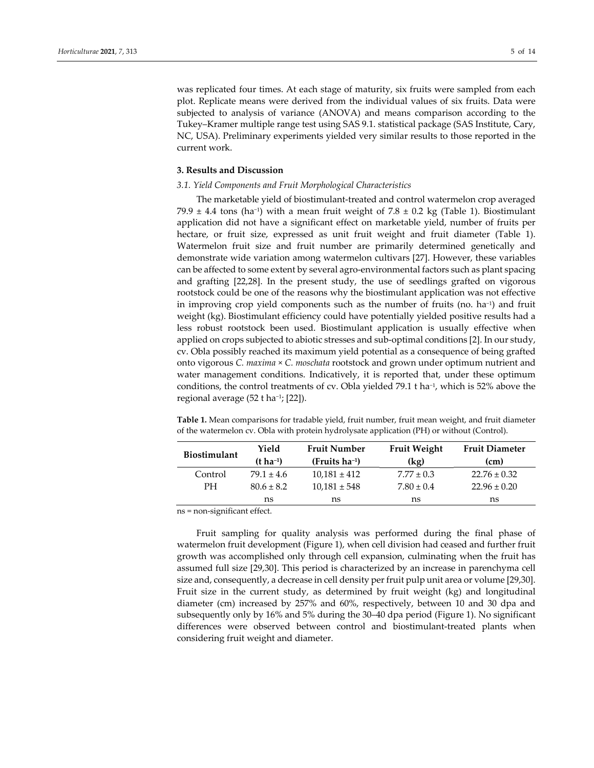was replicated four times. At each stage of maturity, six fruits were sampled from each plot. Replicate means were derived from the individual values of six fruits. Data were subjected to analysis of variance (ANOVA) and means comparison according to the Tukey–Kramer multiple range test using SAS 9.1. statistical package (SAS Institute, Cary, NC, USA). Preliminary experiments yielded very similar results to those reported in the current work.

## 3. Results and Discussion

### 3.1. Yield Components and Fruit Morphological Characteristics

The marketable yield of biostimulant-treated and control watermelon crop averaged 79.9 ± 4.4 tons (ha$^{-1}$) with a mean fruit weight of 7.8 ± 0.2 kg (Table 1). Biostimulant application did not have a significant effect on marketable yield, number of fruits per hectare, or fruit size, expressed as unit fruit weight and fruit diameter (Table 1). Watermelon fruit size and fruit number are primarily determined genetically and demonstrate wide variation among watermelon cultivars [27]. However, these variables can be affected to some extent by several agro-environmental factors such as plant spacing and grafting [22,28]. In the present study, the use of seedlings grafted on vigorous rootstock could be one of the reasons why the biostimulant application was not effective in improving crop yield components such as the number of fruits (no. ha$^{-1}$) and fruit weight (kg). Biostimulant efficiency could have potentially yielded positive results had a less robust rootstock been used. Biostimulant application is usually effective when applied on crops subjected to abiotic stresses and sub-optimal conditions [2]. In our study, cv. Obla possibly reached its maximum yield potential as a consequence of being grafted onto vigorous *C. maxima* × *C. moschata* rootstock and grown under optimum nutrient and water management conditions. Indicatively, it is reported that, under these optimum conditions, the control treatments of cv. Obla yielded 79.1 t ha$^{-1}$, which is 52% above the regional average (52 t ha$^{-1}$; [22]).

**Table 1.** Mean comparisons for tradable yield, fruit number, fruit mean weight, and fruit diameter of the watermelon cv. Obla with protein hydrolysate application (PH) or without (Control).

| Biostimulant | Yield (t ha$^{-1}$) | Fruit Number (Fruits ha$^{-1}$) | Fruit Weight (kg) | Fruit Diameter (cm) |
|---|---|---|---|---|
| Control | 79.1 ± 4.6 | 10,181 ± 412 | 7.77 ± 0.3 | 22.76 ± 0.32 |
| PH | 80.6 ± 8.2 | 10,181 ± 548 | 7.80 ± 0.4 | 22.96 ± 0.20 |
| | ns | ns | ns | ns |

ns = non-significant effect.

Fruit sampling for quality analysis was performed during the final phase of watermelon fruit development (Figure 1), when cell division had ceased and further fruit growth was accomplished only through cell expansion, culminating when the fruit has assumed full size [29,30]. This period is characterized by an increase in parenchyma cell size and, consequently, a decrease in cell density per fruit pulp unit area or volume [29,30]. Fruit size in the current study, as determined by fruit weight (kg) and longitudinal diameter (cm) increased by 257% and 60%, respectively, between 10 and 30 dpa and subsequently only by 16% and 5% during the 30–40 dpa period (Figure 1). No significant differences were observed between control and biostimulant-treated plants when considering fruit weight and diameter.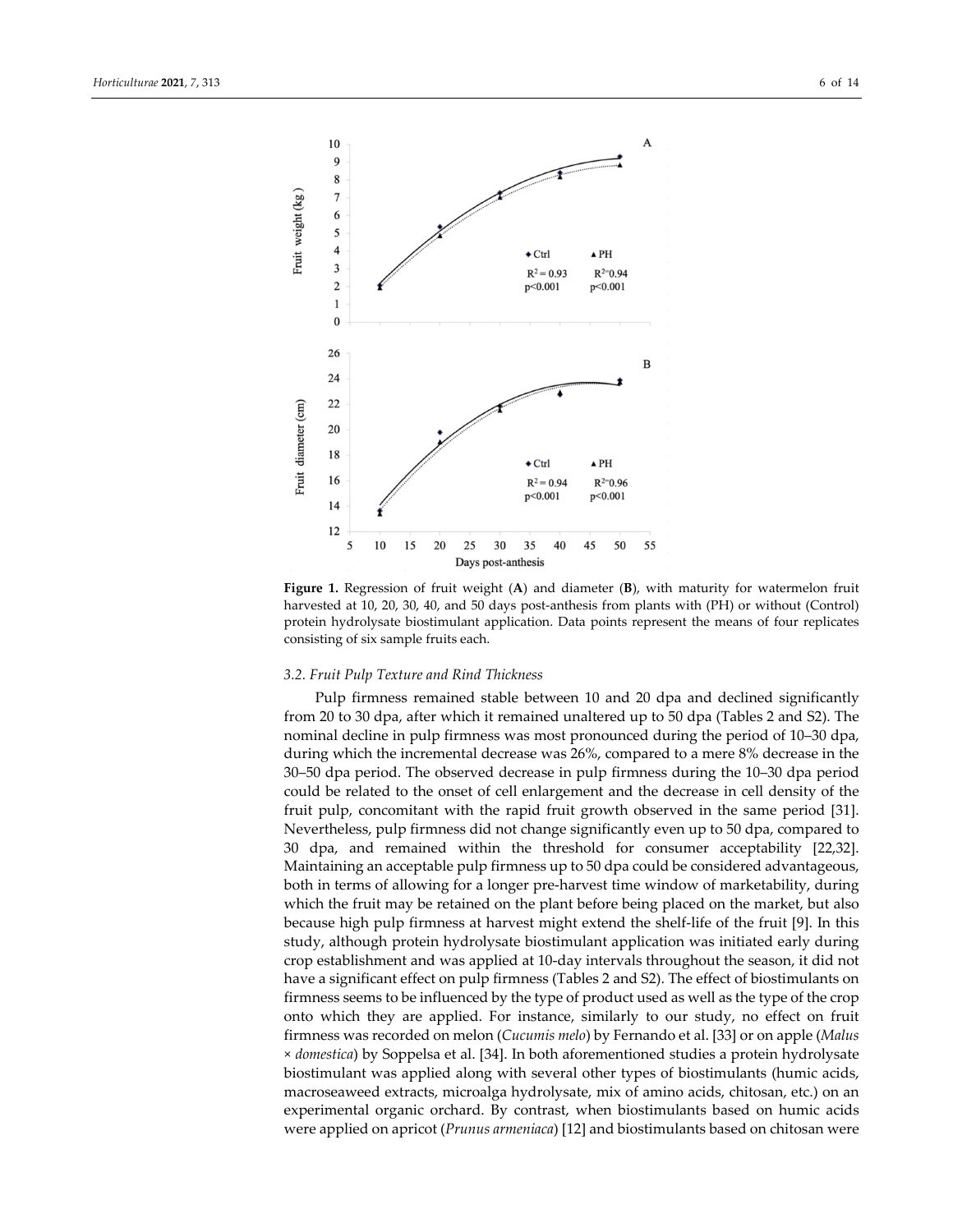**Figure 1.** Regression of fruit weight (**A**) and diameter (**B**), with maturity for watermelon fruit harvested at 10, 20, 30, 40, and 50 days post-anthesis from plants with (PH) or without (Control) protein hydrolysate biostimulant application. Data points represent the means of four replicates consisting of six sample fruits each.

### *3.2. Fruit Pulp Texture and Rind Thickness*

Pulp firmness remained stable between 10 and 20 dpa and declined significantly from 20 to 30 dpa, after which it remained unaltered up to 50 dpa (Tables 2 and S2). The nominal decline in pulp firmness was most pronounced during the period of 10–30 dpa, during which the incremental decrease was 26%, compared to a mere 8% decrease in the 30–50 dpa period. The observed decrease in pulp firmness during the 10–30 dpa period could be related to the onset of cell enlargement and the decrease in cell density of the fruit pulp, concomitant with the rapid fruit growth observed in the same period [31]. Nevertheless, pulp firmness did not change significantly even up to 50 dpa, compared to 30 dpa, and remained within the threshold for consumer acceptability [22,32]. Maintaining an acceptable pulp firmness up to 50 dpa could be considered advantageous, both in terms of allowing for a longer pre-harvest time window of marketability, during which the fruit may be retained on the plant before being placed on the market, but also because high pulp firmness at harvest might extend the shelf-life of the fruit [9]. In this study, although protein hydrolysate biostimulant application was initiated early during crop establishment and was applied at 10-day intervals throughout the season, it did not have a significant effect on pulp firmness (Tables 2 and S2). The effect of biostimulants on firmness seems to be influenced by the type of product used as well as the type of the crop onto which they are applied. For instance, similarly to our study, no effect on fruit firmness was recorded on melon (*Cucumis melo*) by Fernando et al. [33] or on apple (*Malus × domestica*) by Soppelsa et al. [34]. In both aforementioned studies a protein hydrolysate biostimulant was applied along with several other types of biostimulants (humic acids, macroseaweed extracts, microalga hydrolysate, mix of amino acids, chitosan, etc.) on an experimental organic orchard. By contrast, when biostimulants based on humic acids were applied on apricot (*Prunus armeniaca*) [12] and biostimulants based on chitosan were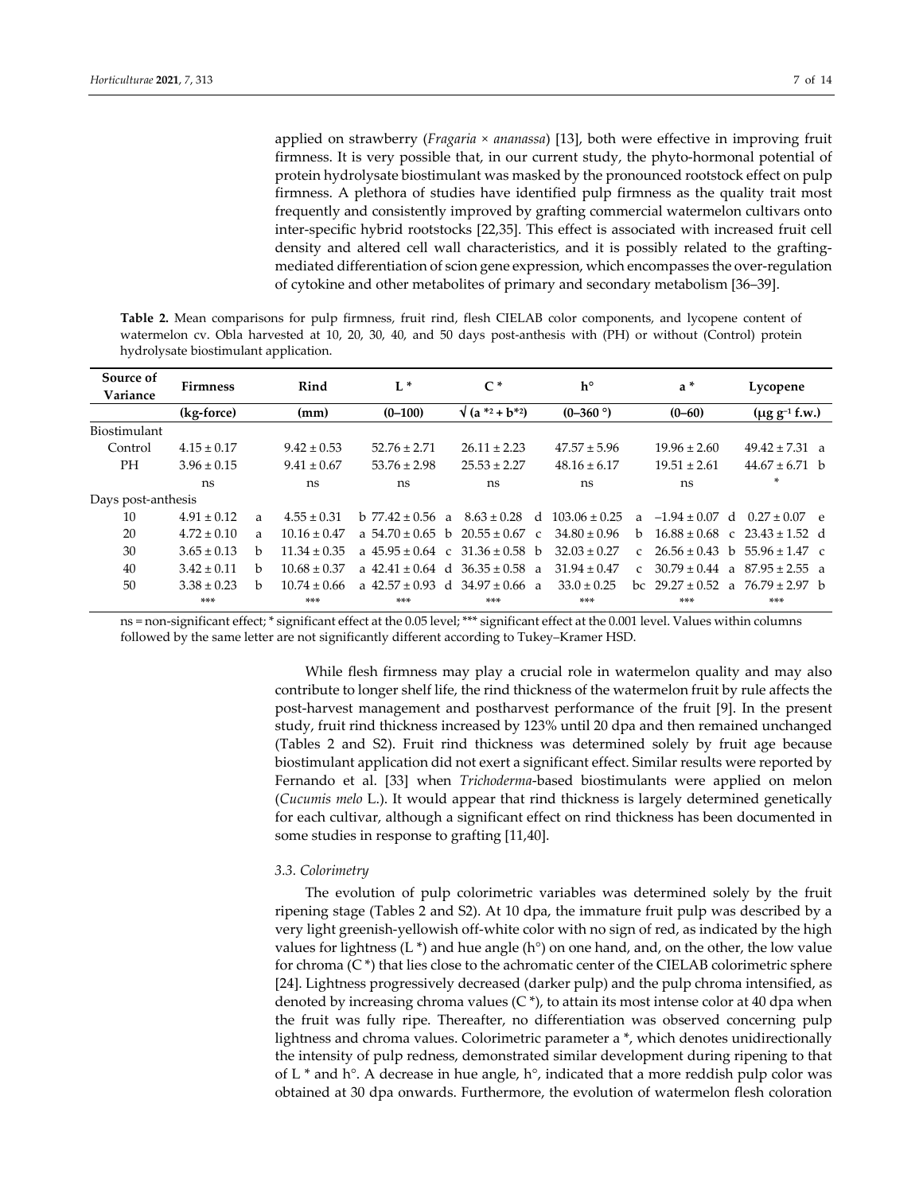applied on strawberry (*Fragaria* × *ananassa*) [13], both were effective in improving fruit firmness. It is very possible that, in our current study, the phyto-hormonal potential of protein hydrolysate biostimulant was masked by the pronounced rootstock effect on pulp firmness. A plethora of studies have identified pulp firmness as the quality trait most frequently and consistently improved by grafting commercial watermelon cultivars onto inter-specific hybrid rootstocks [22,35]. This effect is associated with increased fruit cell density and altered cell wall characteristics, and it is possibly related to the grafting-mediated differentiation of scion gene expression, which encompasses the over-regulation of cytokine and other metabolites of primary and secondary metabolism [36–39].

**Table 2.** Mean comparisons for pulp firmness, fruit rind, flesh CIELAB color components, and lycopene content of watermelon cv. Obla harvested at 10, 20, 30, 40, and 50 days post-anthesis with (PH) or without (Control) protein hydrolysate biostimulant application.

| Source of Variance | Firmness | Rind | L * | C * | h° | a * | Lycopene |
|---|---|---|---|---|---|---|---|
| | (kg-force) | (mm) | (0–100) | $\sqrt{(a^{*2} + b^{*2})}$ | (0–360 °) | (0–60) | (μg g$^{-1}$ f.w.) |
| Biostimulant | | | | | | | |
| Control | 4.15 ± 0.17 | 9.42 ± 0.53 | 52.76 ± 2.71 | 26.11 ± 2.23 | 47.57 ± 5.96 | 19.96 ± 2.60 | 49.42 ± 7.31 a |
| PH | 3.96 ± 0.15 | 9.41 ± 0.67 | 53.76 ± 2.98 | 25.53 ± 2.27 | 48.16 ± 6.17 | 19.51 ± 2.61 | 44.67 ± 6.71 b |
| | ns | ns | ns | ns | ns | ns | * |
| Days post-anthesis | | | | | | | |
| 10 | 4.91 ± 0.12 a | 4.55 ± 0.31 b | 77.42 ± 0.56 a | 8.63 ± 0.28 d | 103.06 ± 0.25 a | −1.94 ± 0.07 d | 0.27 ± 0.07 e |
| 20 | 4.72 ± 0.10 a | 10.16 ± 0.47 a | 54.70 ± 0.65 b | 20.55 ± 0.67 c | 34.80 ± 0.96 b | 16.88 ± 0.68 c | 23.43 ± 1.52 d |
| 30 | 3.65 ± 0.13 b | 11.34 ± 0.35 a | 45.95 ± 0.64 c | 31.36 ± 0.58 b | 32.03 ± 0.27 c | 26.56 ± 0.43 b | 55.96 ± 1.47 c |
| 40 | 3.42 ± 0.11 b | 10.68 ± 0.37 a | 42.41 ± 0.64 d | 36.35 ± 0.58 a | 31.94 ± 0.47 c | 30.79 ± 0.44 a | 87.95 ± 2.55 a |
| 50 | 3.38 ± 0.23 b | 10.74 ± 0.66 a | 42.57 ± 0.93 d | 34.97 ± 0.66 a | 33.0 ± 0.25 bc | 29.27 ± 0.52 a | 76.79 ± 2.97 b |
| | *** | *** | *** | *** | *** | *** | *** |

ns = non-significant effect; * significant effect at the 0.05 level; *** significant effect at the 0.001 level. Values within columns followed by the same letter are not significantly different according to Tukey–Kramer HSD.

While flesh firmness may play a crucial role in watermelon quality and may also contribute to longer shelf life, the rind thickness of the watermelon fruit by rule affects the post-harvest management and postharvest performance of the fruit [9]. In the present study, fruit rind thickness increased by 123% until 20 dpa and then remained unchanged (Tables 2 and S2). Fruit rind thickness was determined solely by fruit age because biostimulant application did not exert a significant effect. Similar results were reported by Fernando et al. [33] when *Trichoderma*-based biostimulants were applied on melon (*Cucumis melo* L.). It would appear that rind thickness is largely determined genetically for each cultivar, although a significant effect on rind thickness has been documented in some studies in response to grafting [11,40].

### 3.3. Colorimetry

The evolution of pulp colorimetric variables was determined solely by the fruit ripening stage (Tables 2 and S2). At 10 dpa, the immature fruit pulp was described by a very light greenish-yellowish off-white color with no sign of red, as indicated by the high values for lightness (L *) and hue angle (h°) on one hand, and, on the other, the low value for chroma (C *) that lies close to the achromatic center of the CIELAB colorimetric sphere [24]. Lightness progressively decreased (darker pulp) and the pulp chroma intensified, as denoted by increasing chroma values (C *), to attain its most intense color at 40 dpa when the fruit was fully ripe. Thereafter, no differentiation was observed concerning pulp lightness and chroma values. Colorimetric parameter a *, which denotes unidirectionally the intensity of pulp redness, demonstrated similar development during ripening to that of L * and h°. A decrease in hue angle, h°, indicated that a more reddish pulp color was obtained at 30 dpa onwards. Furthermore, the evolution of watermelon flesh coloration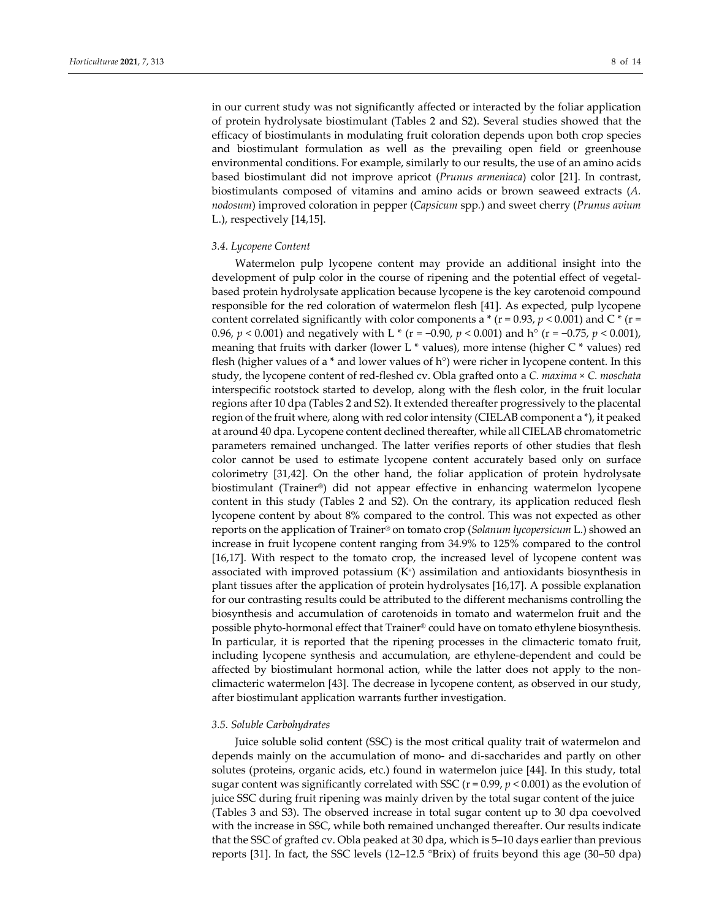in our current study was not significantly affected or interacted by the foliar application of protein hydrolysate biostimulant (Tables 2 and S2). Several studies showed that the efficacy of biostimulants in modulating fruit coloration depends upon both crop species and biostimulant formulation as well as the prevailing open field or greenhouse environmental conditions. For example, similarly to our results, the use of an amino acids based biostimulant did not improve apricot (*Prunus armeniaca*) color [21]. In contrast, biostimulants composed of vitamins and amino acids or brown seaweed extracts (*A. nodosum*) improved coloration in pepper (*Capsicum* spp.) and sweet cherry (*Prunus avium* L.), respectively [14,15].

### 3.4. Lycopene Content

Watermelon pulp lycopene content may provide an additional insight into the development of pulp color in the course of ripening and the potential effect of vegetal-based protein hydrolysate application because lycopene is the key carotenoid compound responsible for the red coloration of watermelon flesh [41]. As expected, pulp lycopene content correlated significantly with color components a * ($r = 0.93$, $p < 0.001$) and C * ($r = 0.96$, $p < 0.001$) and negatively with L * ($r = -0.90$, $p < 0.001$) and h° ($r = -0.75$, $p < 0.001$), meaning that fruits with darker (lower L * values), more intense (higher C * values) red flesh (higher values of a * and lower values of h°) were richer in lycopene content. In this study, the lycopene content of red-fleshed cv. Obla grafted onto a *C. maxima* × *C. moschata* interspecific rootstock started to develop, along with the flesh color, in the fruit locular regions after 10 dpa (Tables 2 and S2). It extended thereafter progressively to the placental region of the fruit where, along with red color intensity (CIELAB component a *), it peaked at around 40 dpa. Lycopene content declined thereafter, while all CIELAB chromatometric parameters remained unchanged. The latter verifies reports of other studies that flesh color cannot be used to estimate lycopene content accurately based only on surface colorimetry [31,42]. On the other hand, the foliar application of protein hydrolysate biostimulant (Trainer®) did not appear effective in enhancing watermelon lycopene content in this study (Tables 2 and S2). On the contrary, its application reduced flesh lycopene content by about 8% compared to the control. This was not expected as other reports on the application of Trainer® on tomato crop (*Solanum lycopersicum* L.) showed an increase in fruit lycopene content ranging from 34.9% to 125% compared to the control [16,17]. With respect to the tomato crop, the increased level of lycopene content was associated with improved potassium ($K^+$) assimilation and antioxidants biosynthesis in plant tissues after the application of protein hydrolysates [16,17]. A possible explanation for our contrasting results could be attributed to the different mechanisms controlling the biosynthesis and accumulation of carotenoids in tomato and watermelon fruit and the possible phyto-hormonal effect that Trainer® could have on tomato ethylene biosynthesis. In particular, it is reported that the ripening processes in the climacteric tomato fruit, including lycopene synthesis and accumulation, are ethylene-dependent and could be affected by biostimulant hormonal action, while the latter does not apply to the non-climacteric watermelon [43]. The decrease in lycopene content, as observed in our study, after biostimulant application warrants further investigation.

### 3.5. Soluble Carbohydrates

Juice soluble solid content (SSC) is the most critical quality trait of watermelon and depends mainly on the accumulation of mono- and di-saccharides and partly on other solutes (proteins, organic acids, etc.) found in watermelon juice [44]. In this study, total sugar content was significantly correlated with SSC ($r = 0.99$, $p < 0.001$) as the evolution of juice SSC during fruit ripening was mainly driven by the total sugar content of the juice (Tables 3 and S3). The observed increase in total sugar content up to 30 dpa coevolved with the increase in SSC, while both remained unchanged thereafter. Our results indicate that the SSC of grafted cv. Obla peaked at 30 dpa, which is 5–10 days earlier than previous reports [31]. In fact, the SSC levels (12–12.5 °Brix) of fruits beyond this age (30–50 dpa)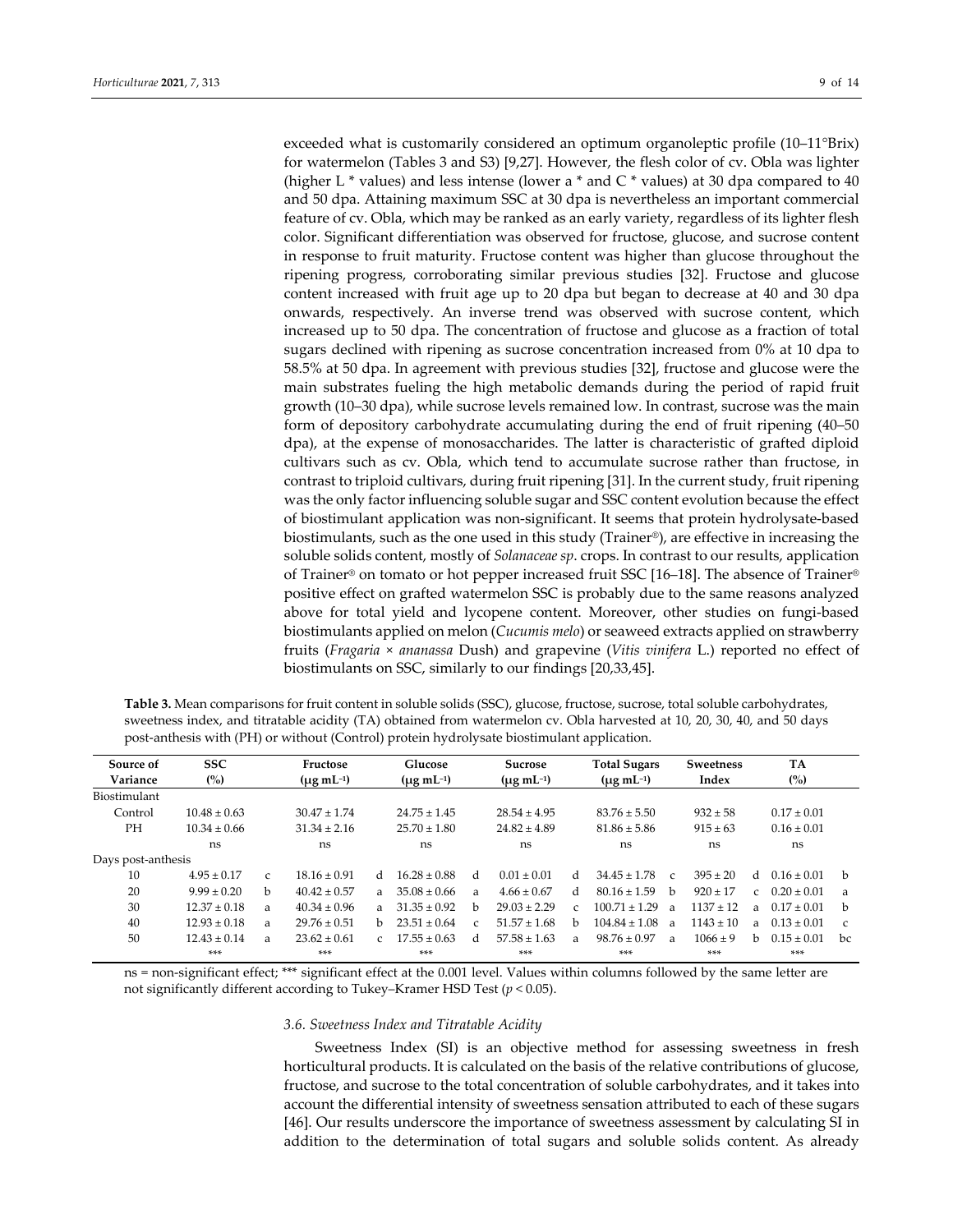exceeded what is customarily considered an optimum organoleptic profile (10–11°Brix) for watermelon (Tables 3 and S3) [9,27]. However, the flesh color of cv. Obla was lighter (higher L * values) and less intense (lower a * and C * values) at 30 dpa compared to 40 and 50 dpa. Attaining maximum SSC at 30 dpa is nevertheless an important commercial feature of cv. Obla, which may be ranked as an early variety, regardless of its lighter flesh color. Significant differentiation was observed for fructose, glucose, and sucrose content in response to fruit maturity. Fructose content was higher than glucose throughout the ripening progress, corroborating similar previous studies [32]. Fructose and glucose content increased with fruit age up to 20 dpa but began to decrease at 40 and 30 dpa onwards, respectively. An inverse trend was observed with sucrose content, which increased up to 50 dpa. The concentration of fructose and glucose as a fraction of total sugars declined with ripening as sucrose concentration increased from 0% at 10 dpa to 58.5% at 50 dpa. In agreement with previous studies [32], fructose and glucose were the main substrates fueling the high metabolic demands during the period of rapid fruit growth (10–30 dpa), while sucrose levels remained low. In contrast, sucrose was the main form of depository carbohydrate accumulating during the end of fruit ripening (40–50 dpa), at the expense of monosaccharides. The latter is characteristic of grafted diploid cultivars such as cv. Obla, which tend to accumulate sucrose rather than fructose, in contrast to triploid cultivars, during fruit ripening [31]. In the current study, fruit ripening was the only factor influencing soluble sugar and SSC content evolution because the effect of biostimulant application was non-significant. It seems that protein hydrolysate-based biostimulants, such as the one used in this study (Trainer®), are effective in increasing the soluble solids content, mostly of *Solanaceae sp*. crops. In contrast to our results, application of Trainer® on tomato or hot pepper increased fruit SSC [16–18]. The absence of Trainer® positive effect on grafted watermelon SSC is probably due to the same reasons analyzed above for total yield and lycopene content. Moreover, other studies on fungi-based biostimulants applied on melon (*Cucumis melo*) or seaweed extracts applied on strawberry fruits (*Fragaria* × *ananassa* Dush) and grapevine (*Vitis vinifera* L.) reported no effect of biostimulants on SSC, similarly to our findings [20,33,45].

**Table 3.** Mean comparisons for fruit content in soluble solids (SSC), glucose, fructose, sucrose, total soluble carbohydrates, sweetness index, and titratable acidity (TA) obtained from watermelon cv. Obla harvested at 10, 20, 30, 40, and 50 days post-anthesis with (PH) or without (Control) protein hydrolysate biostimulant application.

| Source of Variance | SSC (%) | | Fructose (μg mL$^{-1}$) | | Glucose (μg mL$^{-1}$) | | Sucrose (μg mL$^{-1}$) | | Total Sugars (μg mL$^{-1}$) | | Sweetness Index | | TA (%) | |
|---|---|---|---|---|---|---|---|---|---|---|---|---|---|---|
| Biostimulant | | | | | | | | | | | | | | |
| Control | 10.48 ± 0.63 | | 30.47 ± 1.74 | | 24.75 ± 1.45 | | 28.54 ± 4.95 | | 83.76 ± 5.50 | | 932 ± 58 | | 0.17 ± 0.01 | |
| PH | 10.34 ± 0.66 | | 31.34 ± 2.16 | | 25.70 ± 1.80 | | 24.82 ± 4.89 | | 81.86 ± 5.86 | | 915 ± 63 | | 0.16 ± 0.01 | |
| | ns | | ns | | ns | | ns | | ns | | ns | | ns | |
| Days post-anthesis | | | | | | | | | | | | | | |
| 10 | 4.95 ± 0.17 | c | 18.16 ± 0.91 | d | 16.28 ± 0.88 | d | 0.01 ± 0.01 | d | 34.45 ± 1.78 | c | 395 ± 20 | d | 0.16 ± 0.01 | b |
| 20 | 9.99 ± 0.20 | b | 40.42 ± 0.57 | a | 35.08 ± 0.66 | a | 4.66 ± 0.67 | d | 80.16 ± 1.59 | b | 920 ± 17 | c | 0.20 ± 0.01 | a |
| 30 | 12.37 ± 0.18 | a | 40.34 ± 0.96 | a | 31.35 ± 0.92 | b | 29.03 ± 2.29 | c | 100.71 ± 1.29 | a | 1137 ± 12 | a | 0.17 ± 0.01 | b |
| 40 | 12.93 ± 0.18 | a | 29.76 ± 0.51 | b | 23.51 ± 0.64 | c | 51.57 ± 1.68 | b | 104.84 ± 1.08 | a | 1143 ± 10 | a | 0.13 ± 0.01 | c |
| 50 | 12.43 ± 0.14 | a | 23.62 ± 0.61 | c | 17.55 ± 0.63 | d | 57.58 ± 1.63 | a | 98.76 ± 0.97 | a | 1066 ± 9 | b | 0.15 ± 0.01 | bc |
| | *** | | *** | | *** | | *** | | *** | | *** | | *** | |

ns = non-significant effect; *** significant effect at the 0.001 level. Values within columns followed by the same letter are not significantly different according to Tukey–Kramer HSD Test ($p < 0.05$).

### 3.6. Sweetness Index and Titratable Acidity

Sweetness Index (SI) is an objective method for assessing sweetness in fresh horticultural products. It is calculated on the basis of the relative contributions of glucose, fructose, and sucrose to the total concentration of soluble carbohydrates, and it takes into account the differential intensity of sweetness sensation attributed to each of these sugars [46]. Our results underscore the importance of sweetness assessment by calculating SI in addition to the determination of total sugars and soluble solids content. As already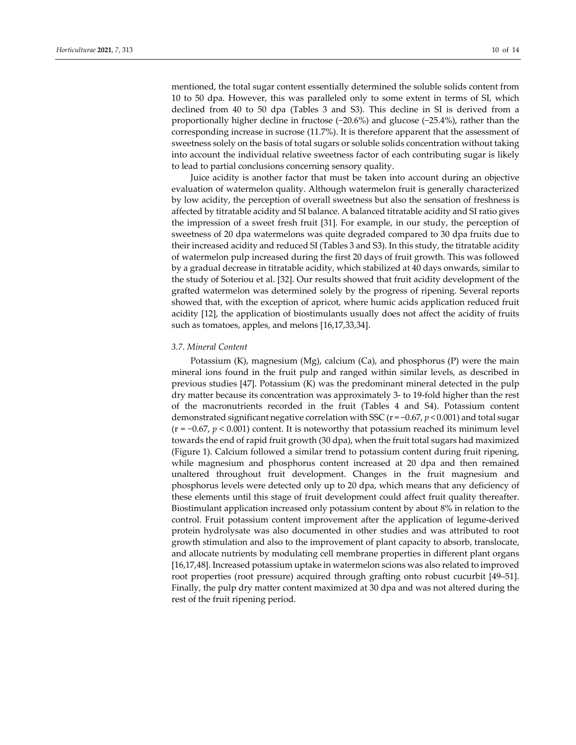mentioned, the total sugar content essentially determined the soluble solids content from 10 to 50 dpa. However, this was paralleled only to some extent in terms of SI, which declined from 40 to 50 dpa (Tables 3 and S3). This decline in SI is derived from a proportionally higher decline in fructose (−20.6%) and glucose (−25.4%), rather than the corresponding increase in sucrose (11.7%). It is therefore apparent that the assessment of sweetness solely on the basis of total sugars or soluble solids concentration without taking into account the individual relative sweetness factor of each contributing sugar is likely to lead to partial conclusions concerning sensory quality.

Juice acidity is another factor that must be taken into account during an objective evaluation of watermelon quality. Although watermelon fruit is generally characterized by low acidity, the perception of overall sweetness but also the sensation of freshness is affected by titratable acidity and SI balance. A balanced titratable acidity and SI ratio gives the impression of a sweet fresh fruit [31]. For example, in our study, the perception of sweetness of 20 dpa watermelons was quite degraded compared to 30 dpa fruits due to their increased acidity and reduced SI (Tables 3 and S3). In this study, the titratable acidity of watermelon pulp increased during the first 20 days of fruit growth. This was followed by a gradual decrease in titratable acidity, which stabilized at 40 days onwards, similar to the study of Soteriou et al. [32]. Our results showed that fruit acidity development of the grafted watermelon was determined solely by the progress of ripening. Several reports showed that, with the exception of apricot, where humic acids application reduced fruit acidity [12], the application of biostimulants usually does not affect the acidity of fruits such as tomatoes, apples, and melons [16,17,33,34].

### 3.7. Mineral Content

Potassium (K), magnesium (Mg), calcium (Ca), and phosphorus (P) were the main mineral ions found in the fruit pulp and ranged within similar levels, as described in previous studies [47]. Potassium (K) was the predominant mineral detected in the pulp dry matter because its concentration was approximately 3- to 19-fold higher than the rest of the macronutrients recorded in the fruit (Tables 4 and S4). Potassium content demonstrated significant negative correlation with SSC ($r = -0.67$, $p < 0.001$) and total sugar ($r = -0.67$, $p < 0.001$) content. It is noteworthy that potassium reached its minimum level towards the end of rapid fruit growth (30 dpa), when the fruit total sugars had maximized (Figure 1). Calcium followed a similar trend to potassium content during fruit ripening, while magnesium and phosphorus content increased at 20 dpa and then remained unaltered throughout fruit development. Changes in the fruit magnesium and phosphorus levels were detected only up to 20 dpa, which means that any deficiency of these elements until this stage of fruit development could affect fruit quality thereafter. Biostimulant application increased only potassium content by about 8% in relation to the control. Fruit potassium content improvement after the application of legume-derived protein hydrolysate was also documented in other studies and was attributed to root growth stimulation and also to the improvement of plant capacity to absorb, translocate, and allocate nutrients by modulating cell membrane properties in different plant organs [16,17,48]. Increased potassium uptake in watermelon scions was also related to improved root properties (root pressure) acquired through grafting onto robust cucurbit [49–51]. Finally, the pulp dry matter content maximized at 30 dpa and was not altered during the rest of the fruit ripening period.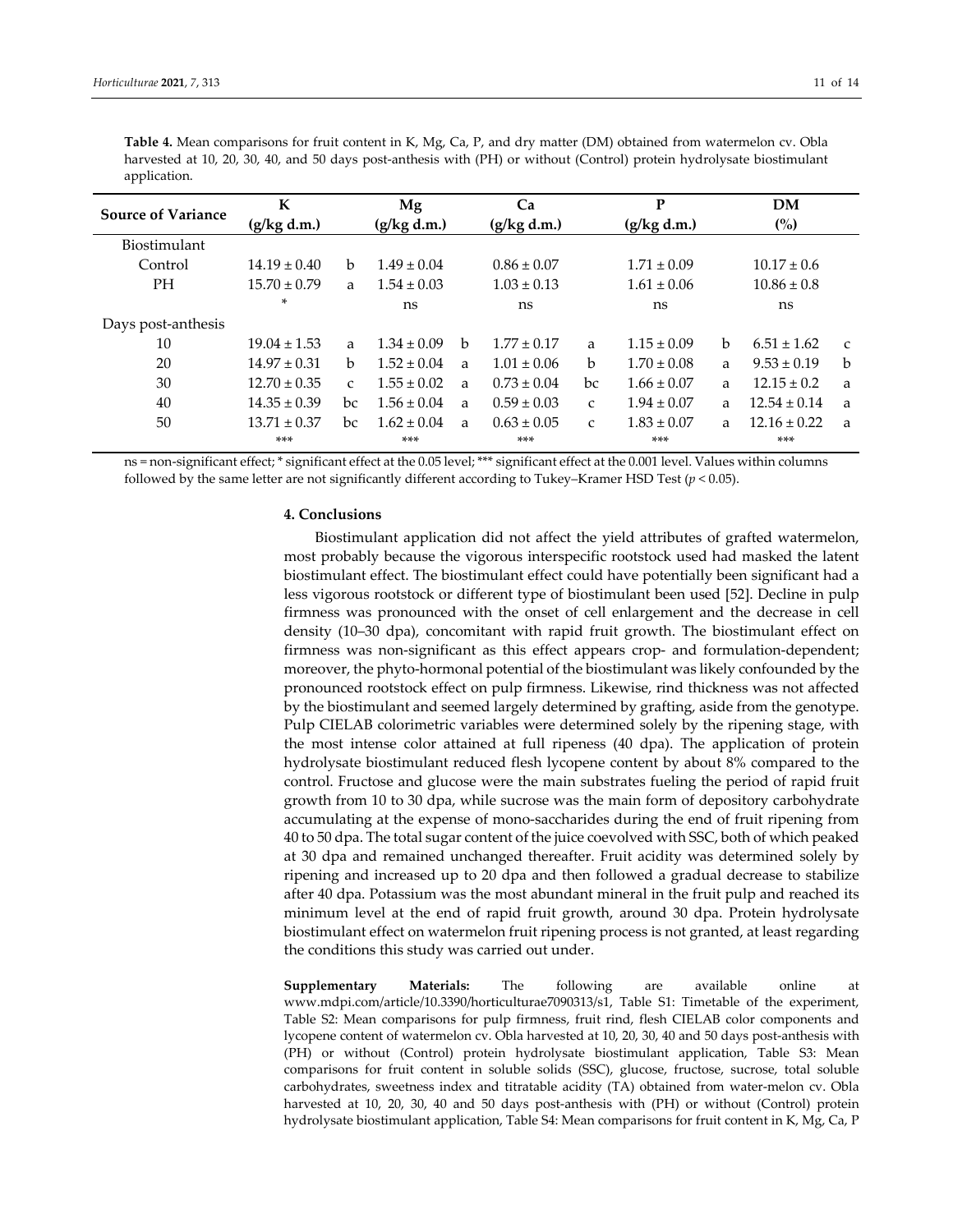**Table 4.** Mean comparisons for fruit content in K, Mg, Ca, P, and dry matter (DM) obtained from watermelon cv. Obla harvested at 10, 20, 30, 40, and 50 days post-anthesis with (PH) or without (Control) protein hydrolysate biostimulant application.

| Source of Variance | K (g/kg d.m.) | | Mg (g/kg d.m.) | | Ca (g/kg d.m.) | | P (g/kg d.m.) | | DM (%) | |
|---|---|---|---|---|---|---|---|---|---|---|
| Biostimulant | | | | | | | | | | |
| Control | 14.19 ± 0.40 | b | 1.49 ± 0.04 | | 0.86 ± 0.07 | | 1.71 ± 0.09 | | 10.17 ± 0.6 | |
| PH | 15.70 ± 0.79 | a | 1.54 ± 0.03 | | 1.03 ± 0.13 | | 1.61 ± 0.06 | | 10.86 ± 0.8 | |
| | * | | ns | | ns | | ns | | ns | |
| Days post-anthesis | | | | | | | | | | |
| 10 | 19.04 ± 1.53 | a | 1.34 ± 0.09 | b | 1.77 ± 0.17 | a | 1.15 ± 0.09 | b | 6.51 ± 1.62 | c |
| 20 | 14.97 ± 0.31 | b | 1.52 ± 0.04 | a | 1.01 ± 0.06 | b | 1.70 ± 0.08 | a | 9.53 ± 0.19 | b |
| 30 | 12.70 ± 0.35 | c | 1.55 ± 0.02 | a | 0.73 ± 0.04 | bc | 1.66 ± 0.07 | a | 12.15 ± 0.2 | a |
| 40 | 14.35 ± 0.39 | bc | 1.56 ± 0.04 | a | 0.59 ± 0.03 | c | 1.94 ± 0.07 | a | 12.54 ± 0.14 | a |
| 50 | 13.71 ± 0.37 | bc | 1.62 ± 0.04 | a | 0.63 ± 0.05 | c | 1.83 ± 0.07 | a | 12.16 ± 0.22 | a |
| | *** | | *** | | *** | | *** | | *** | |

ns = non-significant effect; * significant effect at the 0.05 level; *** significant effect at the 0.001 level. Values within columns followed by the same letter are not significantly different according to Tukey–Kramer HSD Test ($p < 0.05$).

## 4. Conclusions

Biostimulant application did not affect the yield attributes of grafted watermelon, most probably because the vigorous interspecific rootstock used had masked the latent biostimulant effect. The biostimulant effect could have potentially been significant had a less vigorous rootstock or different type of biostimulant been used [52]. Decline in pulp firmness was pronounced with the onset of cell enlargement and the decrease in cell density (10–30 dpa), concomitant with rapid fruit growth. The biostimulant effect on firmness was non-significant as this effect appears crop- and formulation-dependent; moreover, the phyto-hormonal potential of the biostimulant was likely confounded by the pronounced rootstock effect on pulp firmness. Likewise, rind thickness was not affected by the biostimulant and seemed largely determined by grafting, aside from the genotype. Pulp CIELAB colorimetric variables were determined solely by the ripening stage, with the most intense color attained at full ripeness (40 dpa). The application of protein hydrolysate biostimulant reduced flesh lycopene content by about 8% compared to the control. Fructose and glucose were the main substrates fueling the period of rapid fruit growth from 10 to 30 dpa, while sucrose was the main form of depository carbohydrate accumulating at the expense of mono-saccharides during the end of fruit ripening from 40 to 50 dpa. The total sugar content of the juice coevolved with SSC, both of which peaked at 30 dpa and remained unchanged thereafter. Fruit acidity was determined solely by ripening and increased up to 20 dpa and then followed a gradual decrease to stabilize after 40 dpa. Potassium was the most abundant mineral in the fruit pulp and reached its minimum level at the end of rapid fruit growth, around 30 dpa. Protein hydrolysate biostimulant effect on watermelon fruit ripening process is not granted, at least regarding the conditions this study was carried out under.

**Supplementary Materials:** The following are available online at www.mdpi.com/article/10.3390/horticulturae7090313/s1, Table S1: Timetable of the experiment, Table S2: Mean comparisons for pulp firmness, fruit rind, flesh CIELAB color components and lycopene content of watermelon cv. Obla harvested at 10, 20, 30, 40 and 50 days post-anthesis with (PH) or without (Control) protein hydrolysate biostimulant application, Table S3: Mean comparisons for fruit content in soluble solids (SSC), glucose, fructose, sucrose, total soluble carbohydrates, sweetness index and titratable acidity (TA) obtained from water-melon cv. Obla harvested at 10, 20, 30, 40 and 50 days post-anthesis with (PH) or without (Control) protein hydrolysate biostimulant application, Table S4: Mean comparisons for fruit content in K, Mg, Ca, P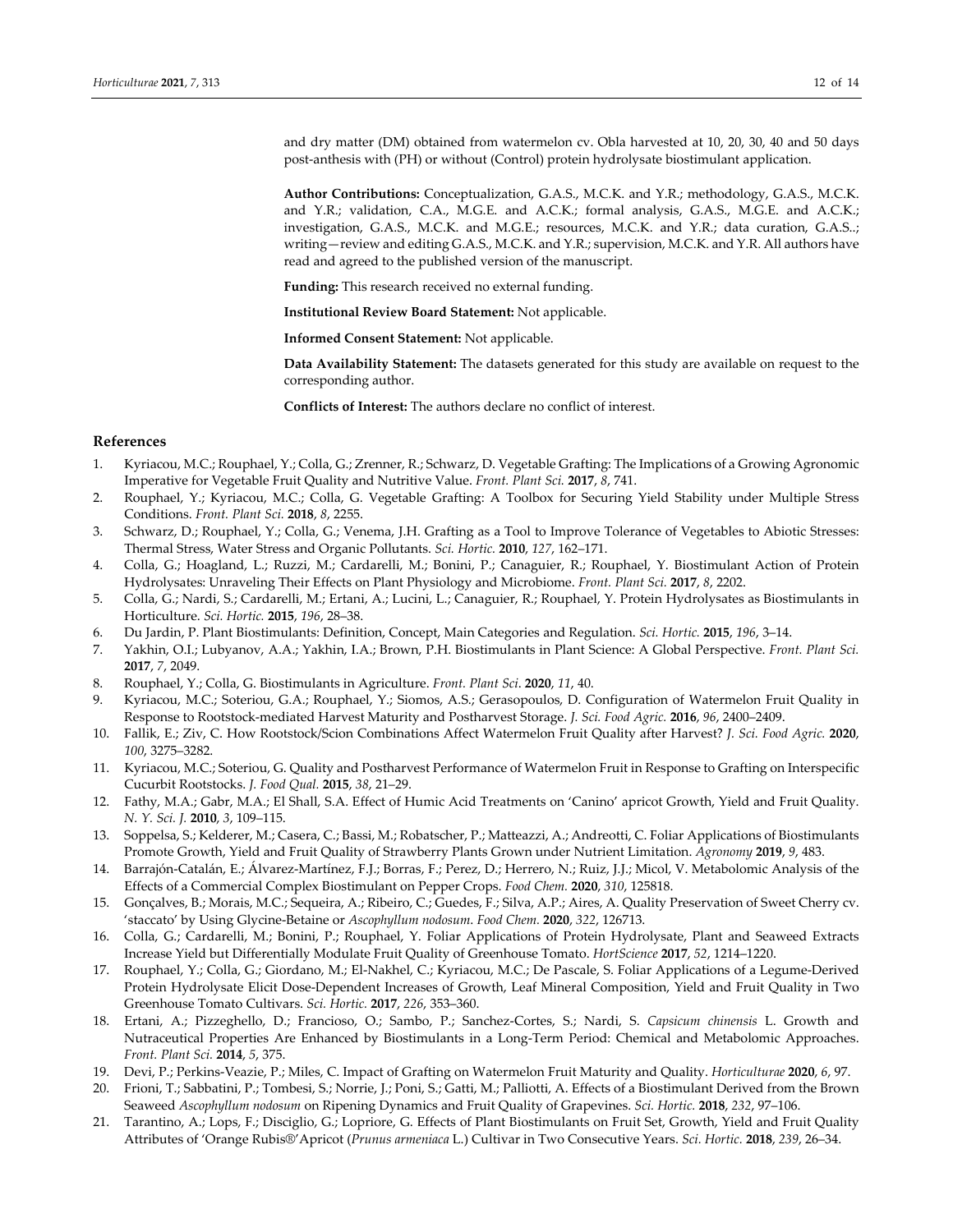and dry matter (DM) obtained from watermelon cv. Obla harvested at 10, 20, 30, 40 and 50 days post-anthesis with (PH) or without (Control) protein hydrolysate biostimulant application.

**Author Contributions:** Conceptualization, G.A.S., M.C.K. and Y.R.; methodology, G.A.S., M.C.K. and Y.R.; validation, C.A., M.G.E. and A.C.K.; formal analysis, G.A.S., M.G.E. and A.C.K.; investigation, G.A.S., M.C.K. and M.G.E.; resources, M.C.K. and Y.R.; data curation, G.A.S..; writing—review and editing G.A.S., M.C.K. and Y.R.; supervision, M.C.K. and Y.R. All authors have read and agreed to the published version of the manuscript.

**Funding:** This research received no external funding.

**Institutional Review Board Statement:** Not applicable.

**Informed Consent Statement:** Not applicable.

**Data Availability Statement:** The datasets generated for this study are available on request to the corresponding author.

**Conflicts of Interest:** The authors declare no conflict of interest.

## References

1. Kyriacou, M.C.; Rouphael, Y.; Colla, G.; Zrenner, R.; Schwarz, D. Vegetable Grafting: The Implications of a Growing Agronomic Imperative for Vegetable Fruit Quality and Nutritive Value. *Front. Plant Sci.* **2017**, *8*, 741.
2. Rouphael, Y.; Kyriacou, M.C.; Colla, G. Vegetable Grafting: A Toolbox for Securing Yield Stability under Multiple Stress Conditions. *Front. Plant Sci.* **2018**, *8*, 2255.
3. Schwarz, D.; Rouphael, Y.; Colla, G.; Venema, J.H. Grafting as a Tool to Improve Tolerance of Vegetables to Abiotic Stresses: Thermal Stress, Water Stress and Organic Pollutants. *Sci. Hortic.* **2010**, *127*, 162–171.
4. Colla, G.; Hoagland, L.; Ruzzi, M.; Cardarelli, M.; Bonini, P.; Canaguier, R.; Rouphael, Y. Biostimulant Action of Protein Hydrolysates: Unraveling Their Effects on Plant Physiology and Microbiome. *Front. Plant Sci.* **2017**, *8*, 2202.
5. Colla, G.; Nardi, S.; Cardarelli, M.; Ertani, A.; Lucini, L.; Canaguier, R.; Rouphael, Y. Protein Hydrolysates as Biostimulants in Horticulture. *Sci. Hortic.* **2015**, *196*, 28–38.
6. Du Jardin, P. Plant Biostimulants: Definition, Concept, Main Categories and Regulation. *Sci. Hortic.* **2015**, *196*, 3–14.
7. Yakhin, O.I.; Lubyanov, A.A.; Yakhin, I.A.; Brown, P.H. Biostimulants in Plant Science: A Global Perspective. *Front. Plant Sci.* **2017**, *7*, 2049.
8. Rouphael, Y.; Colla, G. Biostimulants in Agriculture. *Front. Plant Sci*. **2020**, *11*, 40.
9. Kyriacou, M.C.; Soteriou, G.A.; Rouphael, Y.; Siomos, A.S.; Gerasopoulos, D. Configuration of Watermelon Fruit Quality in Response to Rootstock-mediated Harvest Maturity and Postharvest Storage. *J. Sci. Food Agric.* **2016**, *96*, 2400–2409.
10. Fallik, E.; Ziv, C. How Rootstock/Scion Combinations Affect Watermelon Fruit Quality after Harvest? *J. Sci. Food Agric.* **2020**, *100*, 3275–3282.
11. Kyriacou, M.C.; Soteriou, G. Quality and Postharvest Performance of Watermelon Fruit in Response to Grafting on Interspecific Cucurbit Rootstocks. *J. Food Qual.* **2015**, *38*, 21–29.
12. Fathy, M.A.; Gabr, M.A.; El Shall, S.A. Effect of Humic Acid Treatments on 'Canino' apricot Growth, Yield and Fruit Quality. *N. Y. Sci. J.* **2010**, *3*, 109–115.
13. Soppelsa, S.; Kelderer, M.; Casera, C.; Bassi, M.; Robatscher, P.; Matteazzi, A.; Andreotti, C. Foliar Applications of Biostimulants Promote Growth, Yield and Fruit Quality of Strawberry Plants Grown under Nutrient Limitation. *Agronomy* **2019**, *9*, 483.
14. Barrajón-Catalán, E.; Álvarez-Martínez, F.J.; Borras, F.; Perez, D.; Herrero, N.; Ruiz, J.J.; Micol, V. Metabolomic Analysis of the Effects of a Commercial Complex Biostimulant on Pepper Crops. *Food Chem.* **2020**, *310*, 125818.
15. Gonçalves, B.; Morais, M.C.; Sequeira, A.; Ribeiro, C.; Guedes, F.; Silva, A.P.; Aires, A. Quality Preservation of Sweet Cherry cv. 'staccato' by Using Glycine-Betaine or *Ascophyllum nodosum*. *Food Chem.* **2020**, *322*, 126713.
16. Colla, G.; Cardarelli, M.; Bonini, P.; Rouphael, Y. Foliar Applications of Protein Hydrolysate, Plant and Seaweed Extracts Increase Yield but Differentially Modulate Fruit Quality of Greenhouse Tomato. *HortScience* **2017**, *52*, 1214–1220.
17. Rouphael, Y.; Colla, G.; Giordano, M.; El-Nakhel, C.; Kyriacou, M.C.; De Pascale, S. Foliar Applications of a Legume-Derived Protein Hydrolysate Elicit Dose-Dependent Increases of Growth, Leaf Mineral Composition, Yield and Fruit Quality in Two Greenhouse Tomato Cultivars. *Sci. Hortic.* **2017**, *226*, 353–360.
18. Ertani, A.; Pizzeghello, D.; Francioso, O.; Sambo, P.; Sanchez-Cortes, S.; Nardi, S. *Capsicum chinensis* L. Growth and Nutraceutical Properties Are Enhanced by Biostimulants in a Long-Term Period: Chemical and Metabolomic Approaches. *Front. Plant Sci.* **2014**, *5*, 375.
19. Devi, P.; Perkins-Veazie, P.; Miles, C. Impact of Grafting on Watermelon Fruit Maturity and Quality. *Horticulturae* **2020**, *6*, 97.
20. Frioni, T.; Sabbatini, P.; Tombesi, S.; Norrie, J.; Poni, S.; Gatti, M.; Palliotti, A. Effects of a Biostimulant Derived from the Brown Seaweed *Ascophyllum nodosum* on Ripening Dynamics and Fruit Quality of Grapevines. *Sci. Hortic.* **2018**, *232*, 97–106.
21. Tarantino, A.; Lops, F.; Disciglio, G.; Lopriore, G. Effects of Plant Biostimulants on Fruit Set, Growth, Yield and Fruit Quality Attributes of 'Orange Rubis®'Apricot (*Prunus armeniaca* L.) Cultivar in Two Consecutive Years. *Sci. Hortic.* **2018**, *239*, 26–34.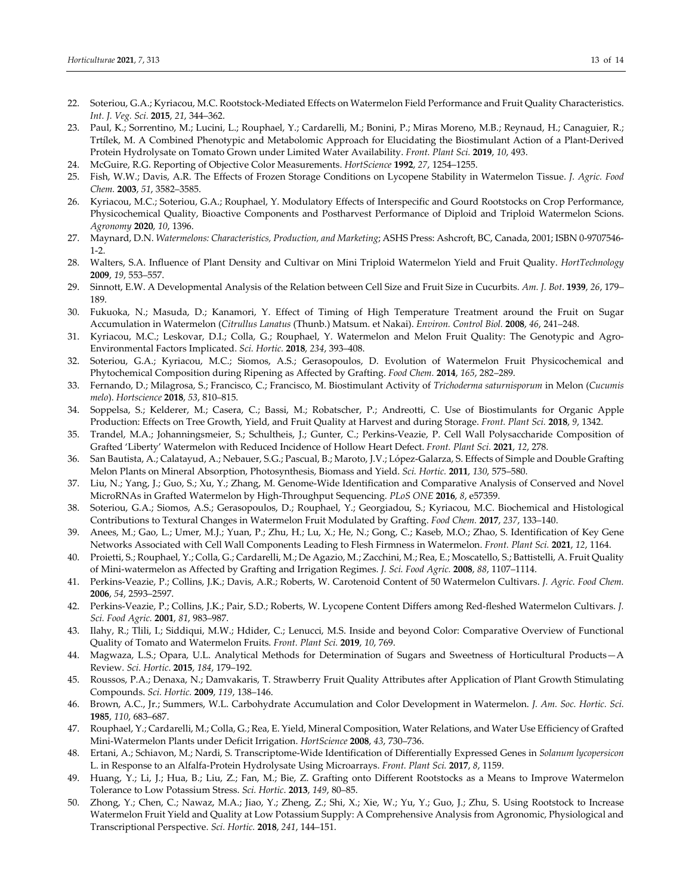22. Soteriou, G.A.; Kyriacou, M.C. Rootstock-Mediated Effects on Watermelon Field Performance and Fruit Quality Characteristics. *Int. J. Veg. Sci.* **2015**, *21*, 344–362.
23. Paul, K.; Sorrentino, M.; Lucini, L.; Rouphael, Y.; Cardarelli, M.; Bonini, P.; Miras Moreno, M.B.; Reynaud, H.; Canaguier, R.; Trtílek, M. A Combined Phenotypic and Metabolomic Approach for Elucidating the Biostimulant Action of a Plant-Derived Protein Hydrolysate on Tomato Grown under Limited Water Availability. *Front. Plant Sci.* **2019**, *10*, 493.
24. McGuire, R.G. Reporting of Objective Color Measurements. *HortScience* **1992**, *27*, 1254–1255.
25. Fish, W.W.; Davis, A.R. The Effects of Frozen Storage Conditions on Lycopene Stability in Watermelon Tissue. *J. Agric. Food Chem.* **2003**, *51*, 3582–3585.
26. Kyriacou, M.C.; Soteriou, G.A.; Rouphael, Y. Modulatory Effects of Interspecific and Gourd Rootstocks on Crop Performance, Physicochemical Quality, Bioactive Components and Postharvest Performance of Diploid and Triploid Watermelon Scions. *Agronomy* **2020**, *10*, 1396.
27. Maynard, D.N. *Watermelons: Characteristics, Production, and Marketing*; ASHS Press: Ashcroft, BC, Canada, 2001; ISBN 0-9707546-1-2.
28. Walters, S.A. Influence of Plant Density and Cultivar on Mini Triploid Watermelon Yield and Fruit Quality. *HortTechnology* **2009**, *19*, 553–557.
29. Sinnott, E.W. A Developmental Analysis of the Relation between Cell Size and Fruit Size in Cucurbits. *Am. J. Bot*. **1939**, *26*, 179–189.
30. Fukuoka, N.; Masuda, D.; Kanamori, Y. Effect of Timing of High Temperature Treatment around the Fruit on Sugar Accumulation in Watermelon (*Citrullus Lanatus* (Thunb.) Matsum. et Nakai). *Environ. Control Biol.* **2008**, *46*, 241–248.
31. Kyriacou, M.C.; Leskovar, D.I.; Colla, G.; Rouphael, Y. Watermelon and Melon Fruit Quality: The Genotypic and Agro-Environmental Factors Implicated. *Sci. Hortic.* **2018**, *234*, 393–408.
32. Soteriou, G.A.; Kyriacou, M.C.; Siomos, A.S.; Gerasopoulos, D. Evolution of Watermelon Fruit Physicochemical and Phytochemical Composition during Ripening as Affected by Grafting. *Food Chem.* **2014**, *165*, 282–289.
33. Fernando, D.; Milagrosa, S.; Francisco, C.; Francisco, M. Biostimulant Activity of *Trichoderma saturnisporum* in Melon (*Cucumis melo*). *Hortscience* **2018**, *53*, 810–815.
34. Soppelsa, S.; Kelderer, M.; Casera, C.; Bassi, M.; Robatscher, P.; Andreotti, C. Use of Biostimulants for Organic Apple Production: Effects on Tree Growth, Yield, and Fruit Quality at Harvest and during Storage. *Front. Plant Sci.* **2018**, *9*, 1342.
35. Trandel, M.A.; Johanningsmeier, S.; Schultheis, J.; Gunter, C.; Perkins-Veazie, P. Cell Wall Polysaccharide Composition of Grafted 'Liberty' Watermelon with Reduced Incidence of Hollow Heart Defect. *Front. Plant Sci.* **2021**, *12*, 278.
36. San Bautista, A.; Calatayud, A.; Nebauer, S.G.; Pascual, B.; Maroto, J.V.; López-Galarza, S. Effects of Simple and Double Grafting Melon Plants on Mineral Absorption, Photosynthesis, Biomass and Yield. *Sci. Hortic.* **2011**, *130*, 575–580.
37. Liu, N.; Yang, J.; Guo, S.; Xu, Y.; Zhang, M. Genome-Wide Identification and Comparative Analysis of Conserved and Novel MicroRNAs in Grafted Watermelon by High-Throughput Sequencing. *PLoS ONE* **2016**, *8*, e57359.
38. Soteriou, G.A.; Siomos, A.S.; Gerasopoulos, D.; Rouphael, Y.; Georgiadou, S.; Kyriacou, M.C. Biochemical and Histological Contributions to Textural Changes in Watermelon Fruit Modulated by Grafting. *Food Chem.* **2017**, *237*, 133–140.
39. Anees, M.; Gao, L.; Umer, M.J.; Yuan, P.; Zhu, H.; Lu, X.; He, N.; Gong, C.; Kaseb, M.O.; Zhao, S. Identification of Key Gene Networks Associated with Cell Wall Components Leading to Flesh Firmness in Watermelon. *Front. Plant Sci.* **2021**, *12*, 1164.
40. Proietti, S.; Rouphael, Y.; Colla, G.; Cardarelli, M.; De Agazio, M.; Zacchini, M.; Rea, E.; Moscatello, S.; Battistelli, A. Fruit Quality of Mini-watermelon as Affected by Grafting and Irrigation Regimes. *J. Sci. Food Agric.* **2008**, *88*, 1107–1114.
41. Perkins-Veazie, P.; Collins, J.K.; Davis, A.R.; Roberts, W. Carotenoid Content of 50 Watermelon Cultivars. *J. Agric. Food Chem.* **2006**, *54*, 2593–2597.
42. Perkins-Veazie, P.; Collins, J.K.; Pair, S.D.; Roberts, W. Lycopene Content Differs among Red-fleshed Watermelon Cultivars. *J. Sci. Food Agric.* **2001**, *81*, 983–987.
43. Ilahy, R.; Tlili, I.; Siddiqui, M.W.; Hdider, C.; Lenucci, M.S. Inside and beyond Color: Comparative Overview of Functional Quality of Tomato and Watermelon Fruits. *Front. Plant Sci.* **2019**, *10*, 769.
44. Magwaza, L.S.; Opara, U.L. Analytical Methods for Determination of Sugars and Sweetness of Horticultural Products—A Review. *Sci. Hortic*. **2015**, *184*, 179–192.
45. Roussos, P.A.; Denaxa, N.; Damvakaris, T. Strawberry Fruit Quality Attributes after Application of Plant Growth Stimulating Compounds. *Sci. Hortic.* **2009**, *119*, 138–146.
46. Brown, A.C., Jr.; Summers, W.L. Carbohydrate Accumulation and Color Development in Watermelon. *J. Am. Soc. Hortic. Sci.* **1985**, *110*, 683–687.
47. Rouphael, Y.; Cardarelli, M.; Colla, G.; Rea, E. Yield, Mineral Composition, Water Relations, and Water Use Efficiency of Grafted Mini-Watermelon Plants under Deficit Irrigation. *HortScience* **2008**, *43*, 730–736.
48. Ertani, A.; Schiavon, M.; Nardi, S. Transcriptome-Wide Identification of Differentially Expressed Genes in *Solanum lycopersicon* L. in Response to an Alfalfa-Protein Hydrolysate Using Microarrays. *Front. Plant Sci.* **2017**, *8*, 1159.
49. Huang, Y.; Li, J.; Hua, B.; Liu, Z.; Fan, M.; Bie, Z. Grafting onto Different Rootstocks as a Means to Improve Watermelon Tolerance to Low Potassium Stress. *Sci. Hortic*. **2013**, *149*, 80–85.
50. Zhong, Y.; Chen, C.; Nawaz, M.A.; Jiao, Y.; Zheng, Z.; Shi, X.; Xie, W.; Yu, Y.; Guo, J.; Zhu, S. Using Rootstock to Increase Watermelon Fruit Yield and Quality at Low Potassium Supply: A Comprehensive Analysis from Agronomic, Physiological and Transcriptional Perspective. *Sci. Hortic.* **2018**, *241*, 144–151.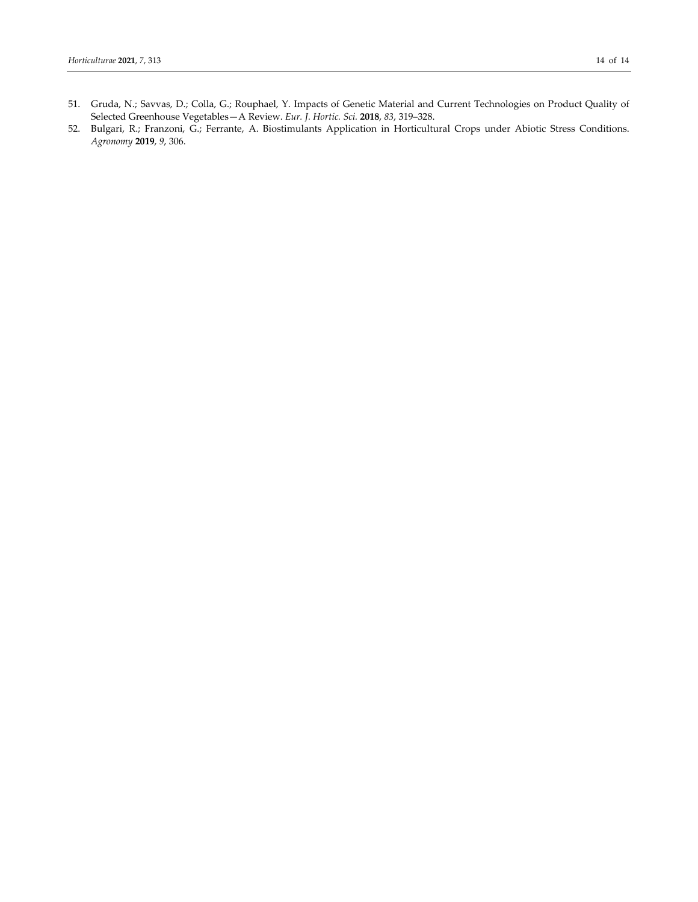51. Gruda, N.; Savvas, D.; Colla, G.; Rouphael, Y. Impacts of Genetic Material and Current Technologies on Product Quality of Selected Greenhouse Vegetables—A Review. *Eur. J. Hortic. Sci.* **2018**, *83*, 319–328.
52. Bulgari, R.; Franzoni, G.; Ferrante, A. Biostimulants Application in Horticultural Crops under Abiotic Stress Conditions. *Agronomy* **2019**, *9*, 306.